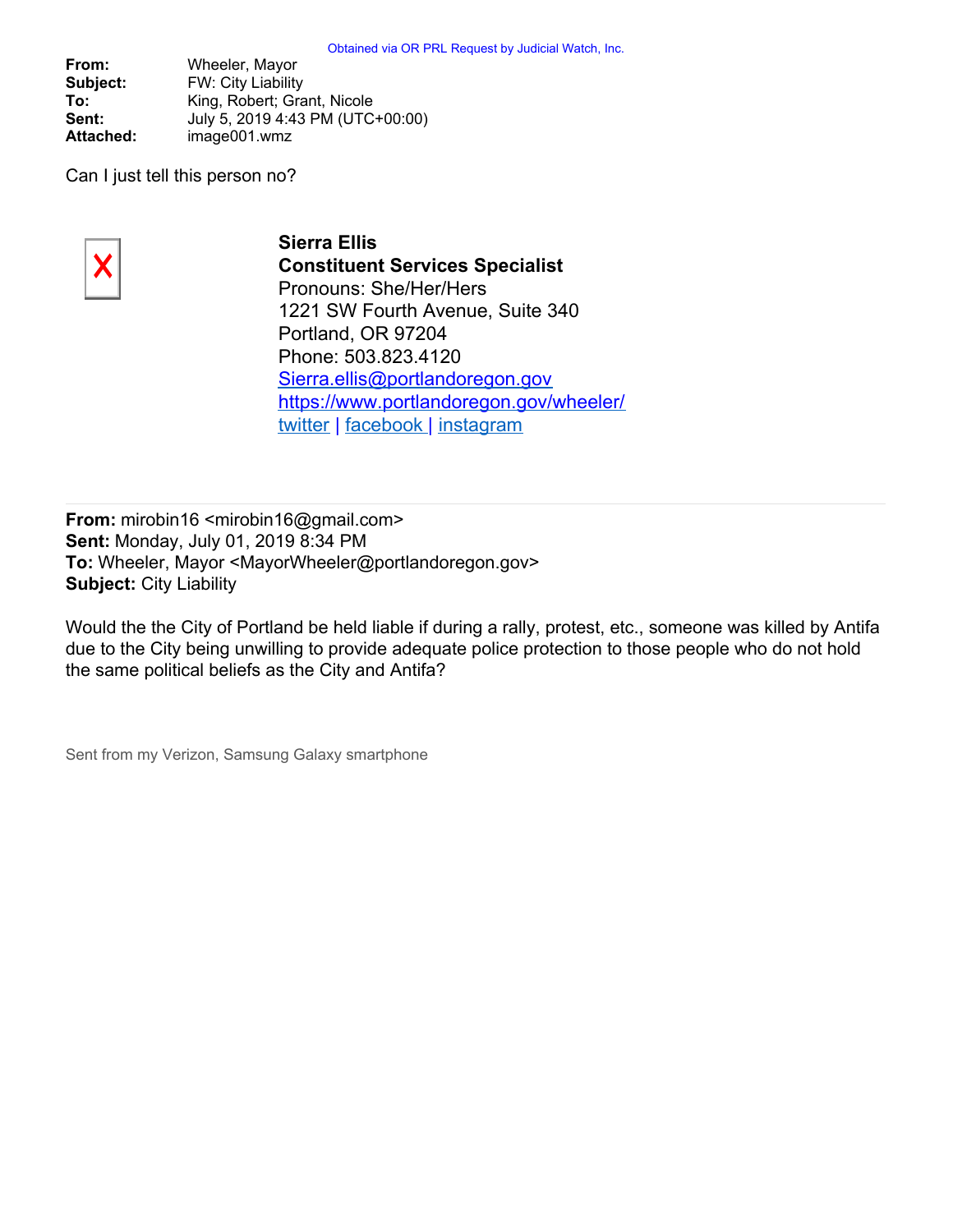Obtained via OR PRL Request by Judicial Watch, Inc.

**From:** Wheeler, Mayor
**Subject:** FW: City Liability
**To:** King, Robert; Grant, Nicole
**Sent:** July 5, 2019 4:43 PM (UTC+00:00)
**Attached:** image001.wmz

Can I just tell this person no?

**Sierra Ellis**
**Constituent Services Specialist**
Pronouns: She/Her/Hers
1221 SW Fourth Avenue, Suite 340
Portland, OR 97204
Phone: 503.823.4120
[Sierra.ellis@portlandoregon.gov](mailto:Sierra.ellis@portlandoregon.gov)
[https://www.portlandoregon.gov/wheeler/](https://www.portlandoregon.gov/wheeler/)
twitter | facebook | instagram

---

**From:** mirobin16 <mirobin16@gmail.com>
**Sent:** Monday, July 01, 2019 8:34 PM
**To:** Wheeler, Mayor <MayorWheeler@portlandoregon.gov>
**Subject:** City Liability

Would the the City of Portland be held liable if during a rally, protest, etc., someone was killed by Antifa due to the City being unwilling to provide adequate police protection to those people who do not hold the same political beliefs as the City and Antifa?

Sent from my Verizon, Samsung Galaxy smartphone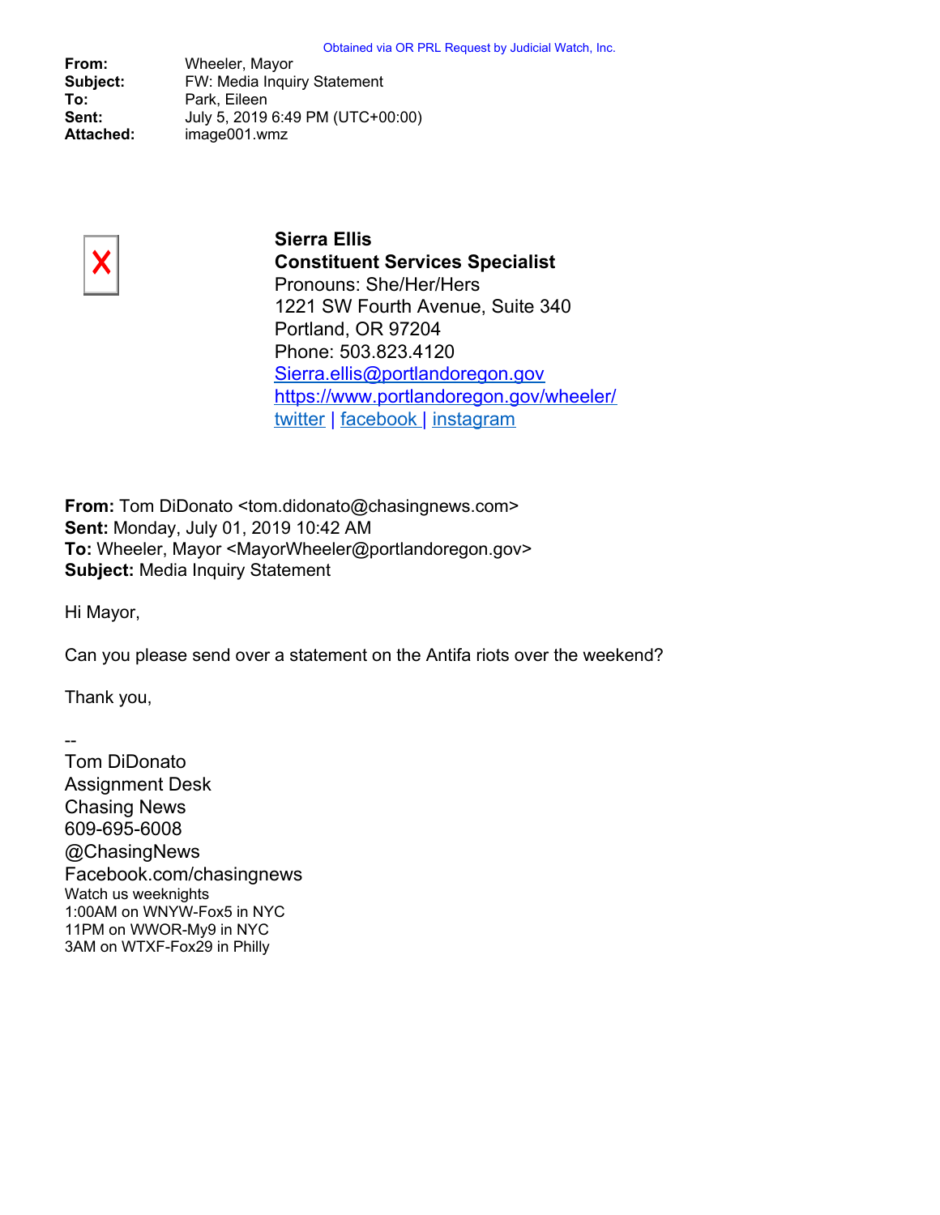Obtained via OR PRL Request by Judicial Watch, Inc.

**From:** Wheeler, Mayor
**Subject:** FW: Media Inquiry Statement
**To:** Park, Eileen
**Sent:** July 5, 2019 6:49 PM (UTC+00:00)
**Attached:** image001.wmz

**Sierra Ellis**
**Constituent Services Specialist**
Pronouns: She/Her/Hers
1221 SW Fourth Avenue, Suite 340
Portland, OR 97204
Phone: 503.823.4120
[Sierra.ellis@portlandoregon.gov](mailto:Sierra.ellis@portlandoregon.gov)
[https://www.portlandoregon.gov/wheeler/](https://www.portlandoregon.gov/wheeler/)
twitter | facebook | instagram

**From:** Tom DiDonato <tom.didonato@chasingnews.com>
**Sent:** Monday, July 01, 2019 10:42 AM
**To:** Wheeler, Mayor <MayorWheeler@portlandoregon.gov>
**Subject:** Media Inquiry Statement

Hi Mayor,

Can you please send over a statement on the Antifa riots over the weekend?

Thank you,

--
Tom DiDonato
Assignment Desk
Chasing News
609-695-6008
@ChasingNews
Facebook.com/chasingnews
Watch us weeknights
1:00AM on WNYW-Fox5 in NYC
11PM on WWOR-My9 in NYC
3AM on WTXF-Fox29 in Philly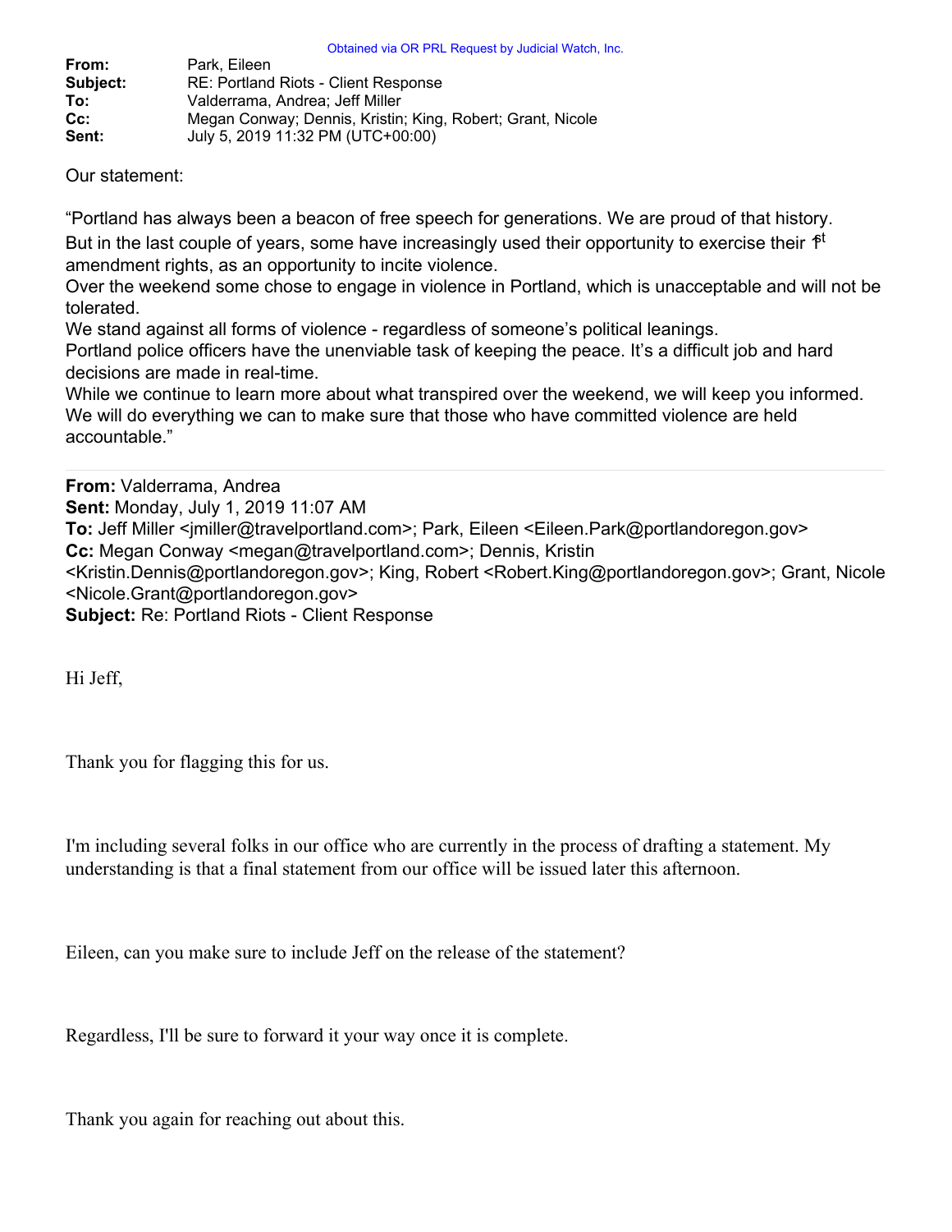Obtained via OR PRL Request by Judicial Watch, Inc.

**From:** Park, Eileen
**Subject:** RE: Portland Riots - Client Response
**To:** Valderrama, Andrea; Jeff Miller
**Cc:** Megan Conway; Dennis, Kristin; King, Robert; Grant, Nicole
**Sent:** July 5, 2019 11:32 PM (UTC+00:00)

Our statement:

"Portland has always been a beacon of free speech for generations. We are proud of that history.
But in the last couple of years, some have increasingly used their opportunity to exercise their 1st amendment rights, as an opportunity to incite violence.
Over the weekend some chose to engage in violence in Portland, which is unacceptable and will not be tolerated.
We stand against all forms of violence - regardless of someone's political leanings.
Portland police officers have the unenviable task of keeping the peace. It's a difficult job and hard decisions are made in real-time.
While we continue to learn more about what transpired over the weekend, we will keep you informed.
We will do everything we can to make sure that those who have committed violence are held accountable."

---

**From:** Valderrama, Andrea
**Sent:** Monday, July 1, 2019 11:07 AM
**To:** Jeff Miller <jmiller@travelportland.com>; Park, Eileen <Eileen.Park@portlandoregon.gov>
**Cc:** Megan Conway <megan@travelportland.com>; Dennis, Kristin <Kristin.Dennis@portlandoregon.gov>; King, Robert <Robert.King@portlandoregon.gov>; Grant, Nicole <Nicole.Grant@portlandoregon.gov>
**Subject:** Re: Portland Riots - Client Response

Hi Jeff,

Thank you for flagging this for us.

I'm including several folks in our office who are currently in the process of drafting a statement. My understanding is that a final statement from our office will be issued later this afternoon.

Eileen, can you make sure to include Jeff on the release of the statement?

Regardless, I'll be sure to forward it your way once it is complete.

Thank you again for reaching out about this.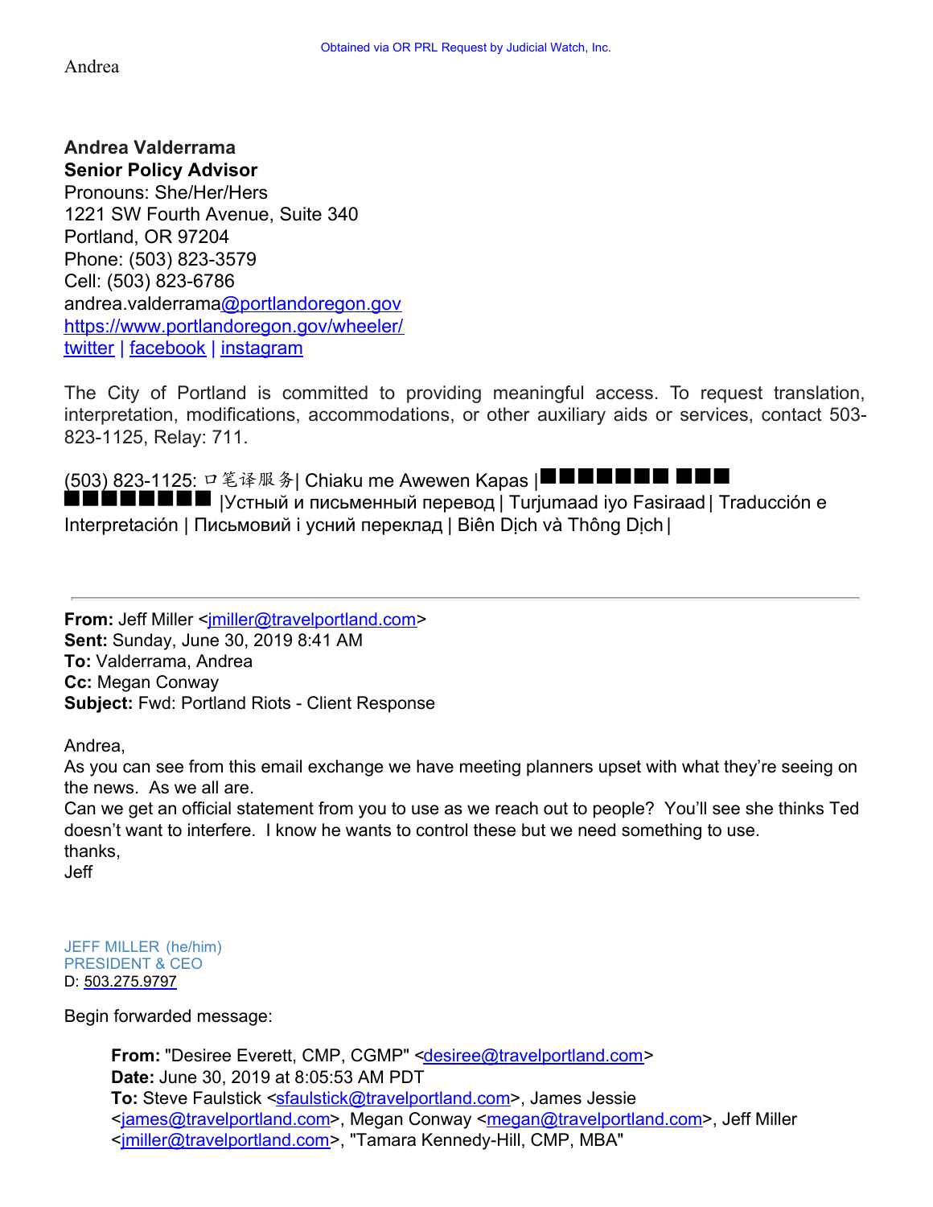Andrea

**Andrea Valderrama**
**Senior Policy Advisor**
Pronouns: She/Her/Hers
1221 SW Fourth Avenue, Suite 340
Portland, OR 97204
Phone: (503) 823-3579
Cell: (503) 823-6786
andrea.valderrama@portlandoregon.gov
https://www.portlandoregon.gov/wheeler/
twitter | facebook | instagram

The City of Portland is committed to providing meaningful access. To request translation, interpretation, modifications, accommodations, or other auxiliary aids or services, contact 503-823-1125, Relay: 711.

(503) 823-1125: 口笔译服务| Chiaku me Awewen Kapas |■■■■■■■■ ■■■ ■■■■■■■■ |Устный и письменный перевод | Turjumaad iyo Fasiraad | Traducción e Interpretación | Письмовий і усний переклад | Biên Dịch và Thông Dịch |

---

**From:** Jeff Miller <jmiller@travelportland.com>
**Sent:** Sunday, June 30, 2019 8:41 AM
**To:** Valderrama, Andrea
**Cc:** Megan Conway
**Subject:** Fwd: Portland Riots - Client Response

Andrea,
As you can see from this email exchange we have meeting planners upset with what they're seeing on the news. As we all are.
Can we get an official statement from you to use as we reach out to people? You'll see she thinks Ted doesn't want to interfere. I know he wants to control these but we need something to use.
thanks,
Jeff

JEFF MILLER (he/him)
PRESIDENT & CEO
D: 503.275.9797

Begin forwarded message:

> **From:** "Desiree Everett, CMP, CGMP" <desiree@travelportland.com>
> **Date:** June 30, 2019 at 8:05:53 AM PDT
> **To:** Steve Faulstick <sfaulstick@travelportland.com>, James Jessie <james@travelportland.com>, Megan Conway <megan@travelportland.com>, Jeff Miller <jmiller@travelportland.com>, "Tamara Kennedy-Hill, CMP, MBA"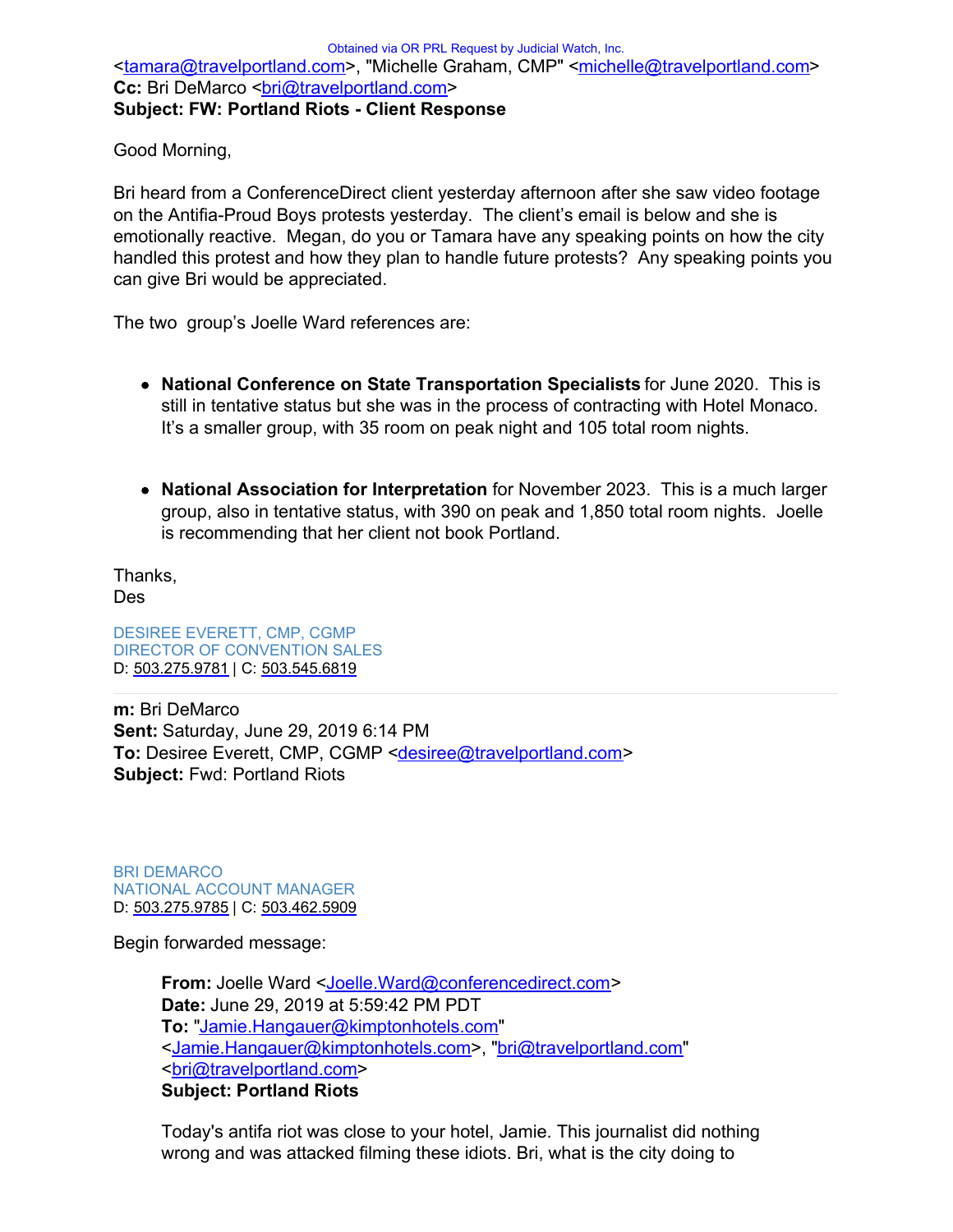Obtained via OR PRL Request by Judicial Watch, Inc.

<tamara@travelportland.com>, "Michelle Graham, CMP" <michelle@travelportland.com>
**Cc:** Bri DeMarco <bri@travelportland.com>
**Subject: FW: Portland Riots - Client Response**

Good Morning,

Bri heard from a ConferenceDirect client yesterday afternoon after she saw video footage on the Antifia-Proud Boys protests yesterday. The client's email is below and she is emotionally reactive. Megan, do you or Tamara have any speaking points on how the city handled this protest and how they plan to handle future protests? Any speaking points you can give Bri would be appreciated.

The two group's Joelle Ward references are:

- **National Conference on State Transportation Specialists** for June 2020. This is still in tentative status but she was in the process of contracting with Hotel Monaco. It's a smaller group, with 35 room on peak night and 105 total room nights.
- **National Association for Interpretation** for November 2023. This is a much larger group, also in tentative status, with 390 on peak and 1,850 total room nights. Joelle is recommending that her client not book Portland.

Thanks,
Des

DESIREE EVERETT, CMP, CGMP
DIRECTOR OF CONVENTION SALES
D: 503.275.9781 | C: 503.545.6819

**m:** Bri DeMarco
**Sent:** Saturday, June 29, 2019 6:14 PM
**To:** Desiree Everett, CMP, CGMP <desiree@travelportland.com>
**Subject:** Fwd: Portland Riots

BRI DEMARCO
NATIONAL ACCOUNT MANAGER
D: 503.275.9785 | C: 503.462.5909

Begin forwarded message:

> **From:** Joelle Ward <Joelle.Ward@conferencedirect.com>
> **Date:** June 29, 2019 at 5:59:42 PM PDT
> **To:** "Jamie.Hangauer@kimptonhotels.com" <Jamie.Hangauer@kimptonhotels.com>, "bri@travelportland.com" <bri@travelportland.com>
> **Subject: Portland Riots**
>
> Today's antifa riot was close to your hotel, Jamie. This journalist did nothing wrong and was attacked filming these idiots. Bri, what is the city doing to